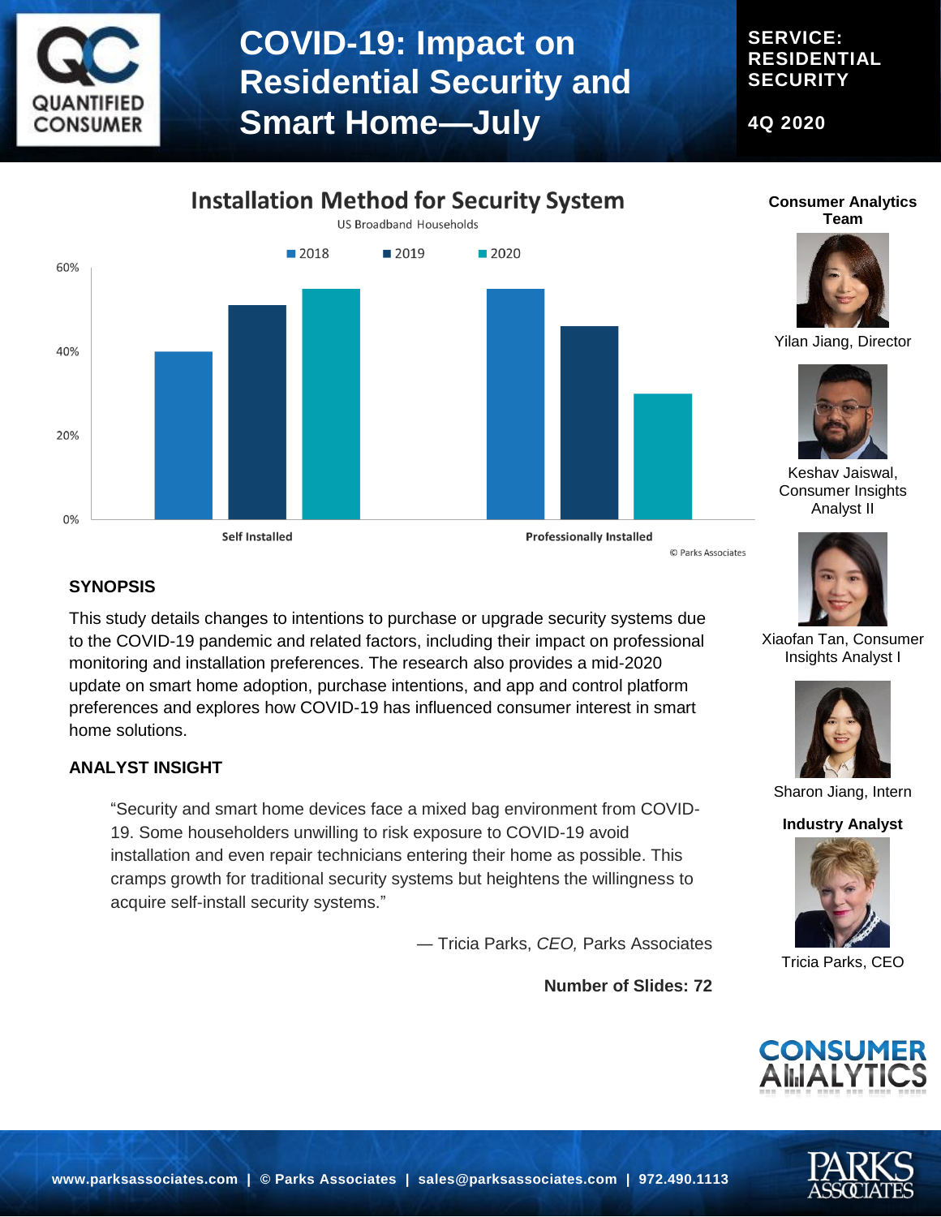# COVID-19: Impact on Residential Security and Smart Home—July

**SERVICE: RESIDENTIAL SECURITY**

**4Q 2020**

## Installation Method for Security System

US Broadband Households

2018 | 2019 | 2020

60%
40%
20%
0%

Self Installed | Professionally Installed

© Parks Associates

## SYNOPSIS

This study details changes to intentions to purchase or upgrade security systems due to the COVID-19 pandemic and related factors, including their impact on professional monitoring and installation preferences. The research also provides a mid-2020 update on smart home adoption, purchase intentions, and app and control platform preferences and explores how COVID-19 has influenced consumer interest in smart home solutions.

## ANALYST INSIGHT

"Security and smart home devices face a mixed bag environment from COVID-19. Some householders unwilling to risk exposure to COVID-19 avoid installation and even repair technicians entering their home as possible. This cramps growth for traditional security systems but heightens the willingness to acquire self-install security systems."

— Tricia Parks, *CEO,* Parks Associates

**Number of Slides: 72**

**Consumer Analytics Team**

Yilan Jiang, Director

Keshav Jaiswal, Consumer Insights Analyst II

Xiaofan Tan, Consumer Insights Analyst I

Sharon Jiang, Intern

**Industry Analyst**

Tricia Parks, CEO

**www.parksassociates.com | © Parks Associates | sales@parksassociates.com | 972.490.1113**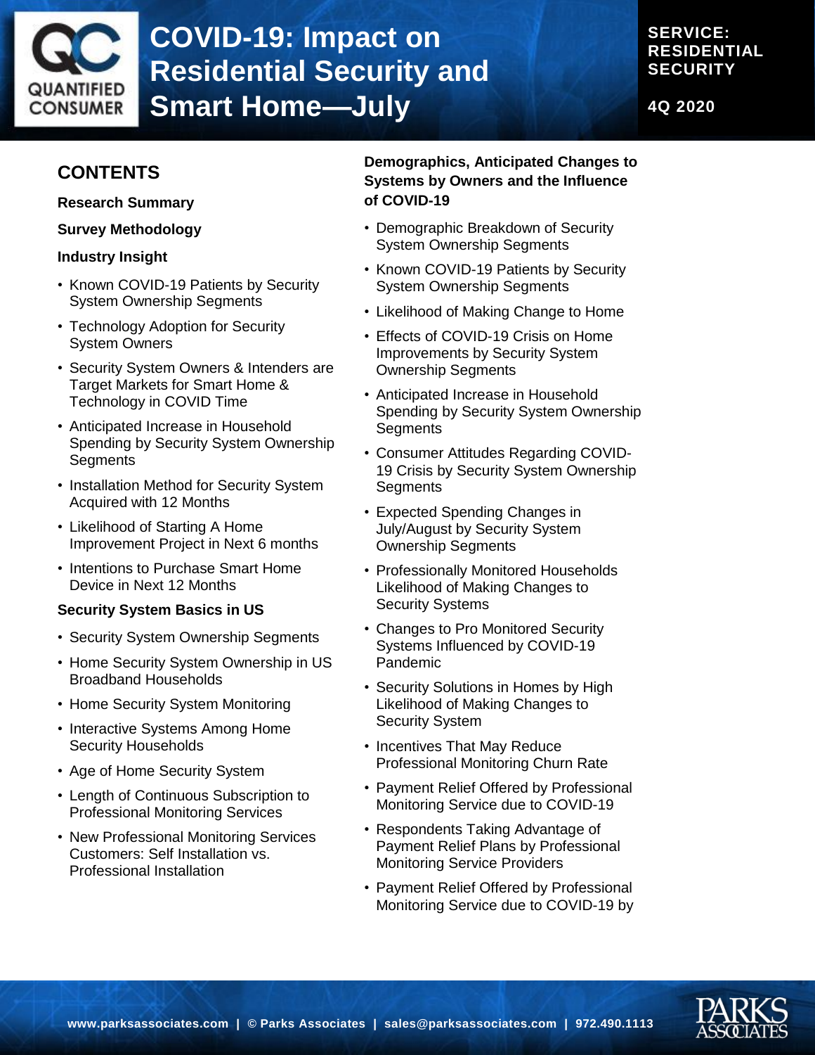# COVID-19: Impact on Residential Security and Smart Home—July

**SERVICE: RESIDENTIAL SECURITY**

**4Q 2020**

## CONTENTS

**Research Summary**

**Survey Methodology**

**Industry Insight**

- Known COVID-19 Patients by Security System Ownership Segments
- Technology Adoption for Security System Owners
- Security System Owners & Intenders are Target Markets for Smart Home & Technology in COVID Time
- Anticipated Increase in Household Spending by Security System Ownership Segments
- Installation Method for Security System Acquired with 12 Months
- Likelihood of Starting A Home Improvement Project in Next 6 months
- Intentions to Purchase Smart Home Device in Next 12 Months

**Security System Basics in US**

- Security System Ownership Segments
- Home Security System Ownership in US Broadband Households
- Home Security System Monitoring
- Interactive Systems Among Home Security Households
- Age of Home Security System
- Length of Continuous Subscription to Professional Monitoring Services
- New Professional Monitoring Services Customers: Self Installation vs. Professional Installation

**Demographics, Anticipated Changes to Systems by Owners and the Influence of COVID-19**

- Demographic Breakdown of Security System Ownership Segments
- Known COVID-19 Patients by Security System Ownership Segments
- Likelihood of Making Change to Home
- Effects of COVID-19 Crisis on Home Improvements by Security System Ownership Segments
- Anticipated Increase in Household Spending by Security System Ownership Segments
- Consumer Attitudes Regarding COVID-19 Crisis by Security System Ownership Segments
- Expected Spending Changes in July/August by Security System Ownership Segments
- Professionally Monitored Households Likelihood of Making Changes to Security Systems
- Changes to Pro Monitored Security Systems Influenced by COVID-19 Pandemic
- Security Solutions in Homes by High Likelihood of Making Changes to Security System
- Incentives That May Reduce Professional Monitoring Churn Rate
- Payment Relief Offered by Professional Monitoring Service due to COVID-19
- Respondents Taking Advantage of Payment Relief Plans by Professional Monitoring Service Providers
- Payment Relief Offered by Professional Monitoring Service due to COVID-19 by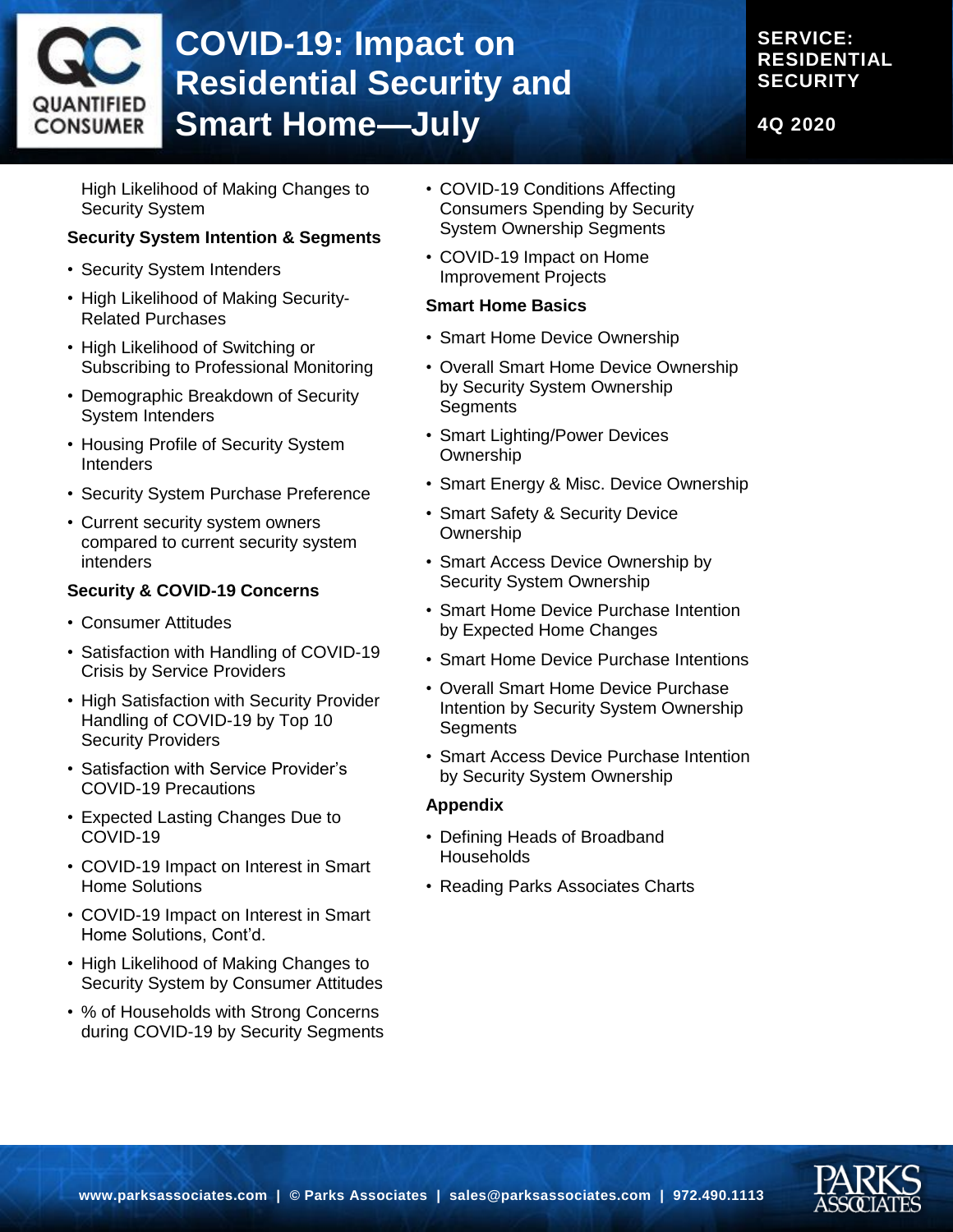High Likelihood of Making Changes to Security System

**Security System Intention & Segments**

- Security System Intenders
- High Likelihood of Making Security-Related Purchases
- High Likelihood of Switching or Subscribing to Professional Monitoring
- Demographic Breakdown of Security System Intenders
- Housing Profile of Security System Intenders
- Security System Purchase Preference
- Current security system owners compared to current security system intenders

**Security & COVID-19 Concerns**

- Consumer Attitudes
- Satisfaction with Handling of COVID-19 Crisis by Service Providers
- High Satisfaction with Security Provider Handling of COVID-19 by Top 10 Security Providers
- Satisfaction with Service Provider's COVID-19 Precautions
- Expected Lasting Changes Due to COVID-19
- COVID-19 Impact on Interest in Smart Home Solutions
- COVID-19 Impact on Interest in Smart Home Solutions, Cont'd.
- High Likelihood of Making Changes to Security System by Consumer Attitudes
- % of Households with Strong Concerns during COVID-19 by Security Segments
- COVID-19 Conditions Affecting Consumers Spending by Security System Ownership Segments
- COVID-19 Impact on Home Improvement Projects

**Smart Home Basics**

- Smart Home Device Ownership
- Overall Smart Home Device Ownership by Security System Ownership Segments
- Smart Lighting/Power Devices Ownership
- Smart Energy & Misc. Device Ownership
- Smart Safety & Security Device Ownership
- Smart Access Device Ownership by Security System Ownership
- Smart Home Device Purchase Intention by Expected Home Changes
- Smart Home Device Purchase Intentions
- Overall Smart Home Device Purchase Intention by Security System Ownership Segments
- Smart Access Device Purchase Intention by Security System Ownership

**Appendix**

- Defining Heads of Broadband Households
- Reading Parks Associates Charts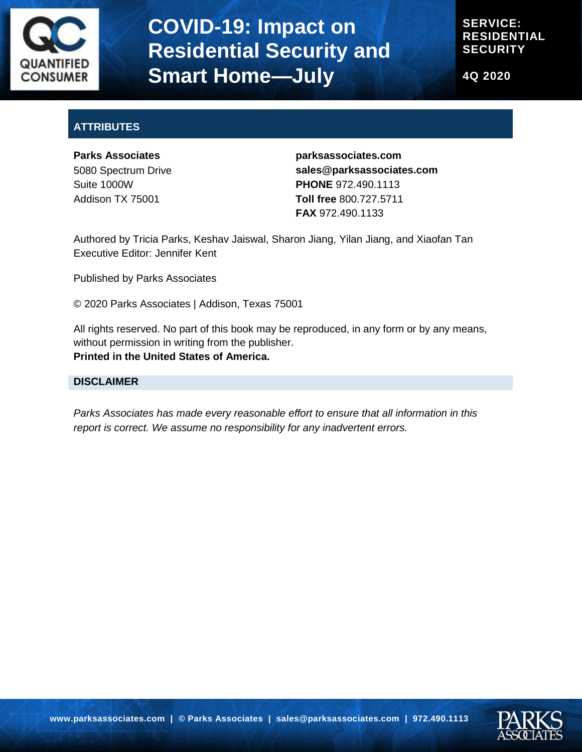# COVID-19: Impact on Residential Security and Smart Home—July

**SERVICE: RESIDENTIAL SECURITY**

**4Q 2020**

## ATTRIBUTES

**Parks Associates**
5080 Spectrum Drive
Suite 1000W
Addison TX 75001

**parksassociates.com**
**sales@parksassociates.com**
**PHONE** 972.490.1113
**Toll free** 800.727.5711
**FAX** 972.490.1133

Authored by Tricia Parks, Keshav Jaiswal, Sharon Jiang, Yilan Jiang, and Xiaofan Tan
Executive Editor: Jennifer Kent

Published by Parks Associates

© 2020 Parks Associates | Addison, Texas 75001

All rights reserved. No part of this book may be reproduced, in any form or by any means, without permission in writing from the publisher.
**Printed in the United States of America.**

## DISCLAIMER

*Parks Associates has made every reasonable effort to ensure that all information in this report is correct. We assume no responsibility for any inadvertent errors.*